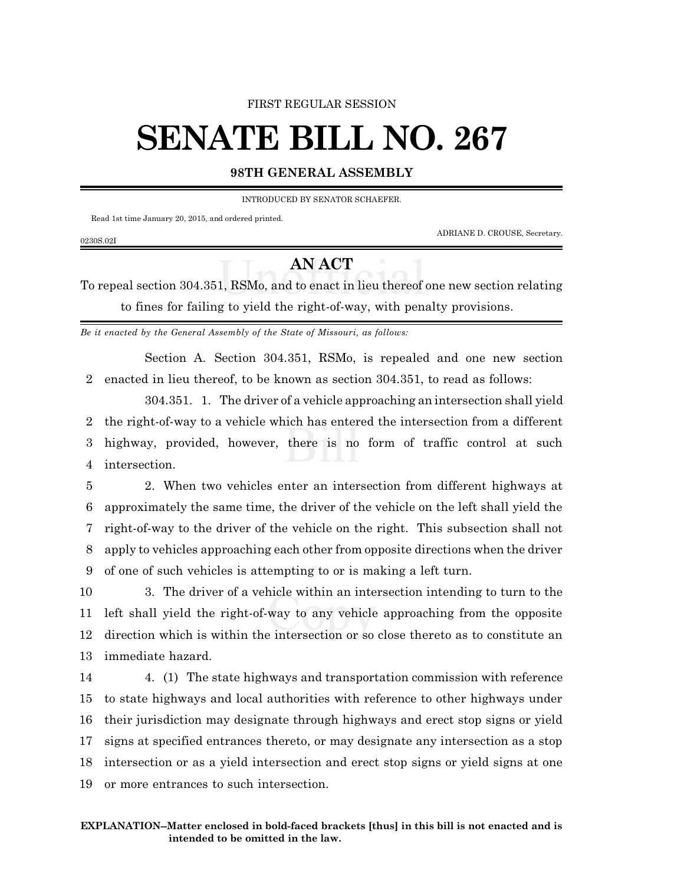FIRST REGULAR SESSION

# SENATE BILL NO. 267

**98TH GENERAL ASSEMBLY**

INTRODUCED BY SENATOR SCHAEFER.

Read 1st time January 20, 2015, and ordered printed.

ADRIANE D. CROUSE, Secretary.

0230S.02I

## AN ACT

To repeal section 304.351, RSMo, and to enact in lieu thereof one new section relating to fines for failing to yield the right-of-way, with penalty provisions.

*Be it enacted by the General Assembly of the State of Missouri, as follows:*

Section A. Section 304.351, RSMo, is repealed and one new section enacted in lieu thereof, to be known as section 304.351, to read as follows:

304.351. 1. The driver of a vehicle approaching an intersection shall yield the right-of-way to a vehicle which has entered the intersection from a different highway, provided, however, there is no form of traffic control at such intersection.

2. When two vehicles enter an intersection from different highways at approximately the same time, the driver of the vehicle on the left shall yield the right-of-way to the driver of the vehicle on the right. This subsection shall not apply to vehicles approaching each other from opposite directions when the driver of one of such vehicles is attempting to or is making a left turn.

3. The driver of a vehicle within an intersection intending to turn to the left shall yield the right-of-way to any vehicle approaching from the opposite direction which is within the intersection or so close thereto as to constitute an immediate hazard.

4. (1) The state highways and transportation commission with reference to state highways and local authorities with reference to other highways under their jurisdiction may designate through highways and erect stop signs or yield signs at specified entrances thereto, or may designate any intersection as a stop intersection or as a yield intersection and erect stop signs or yield signs at one or more entrances to such intersection.

**EXPLANATION–Matter enclosed in bold-faced brackets [thus] in this bill is not enacted and is intended to be omitted in the law.**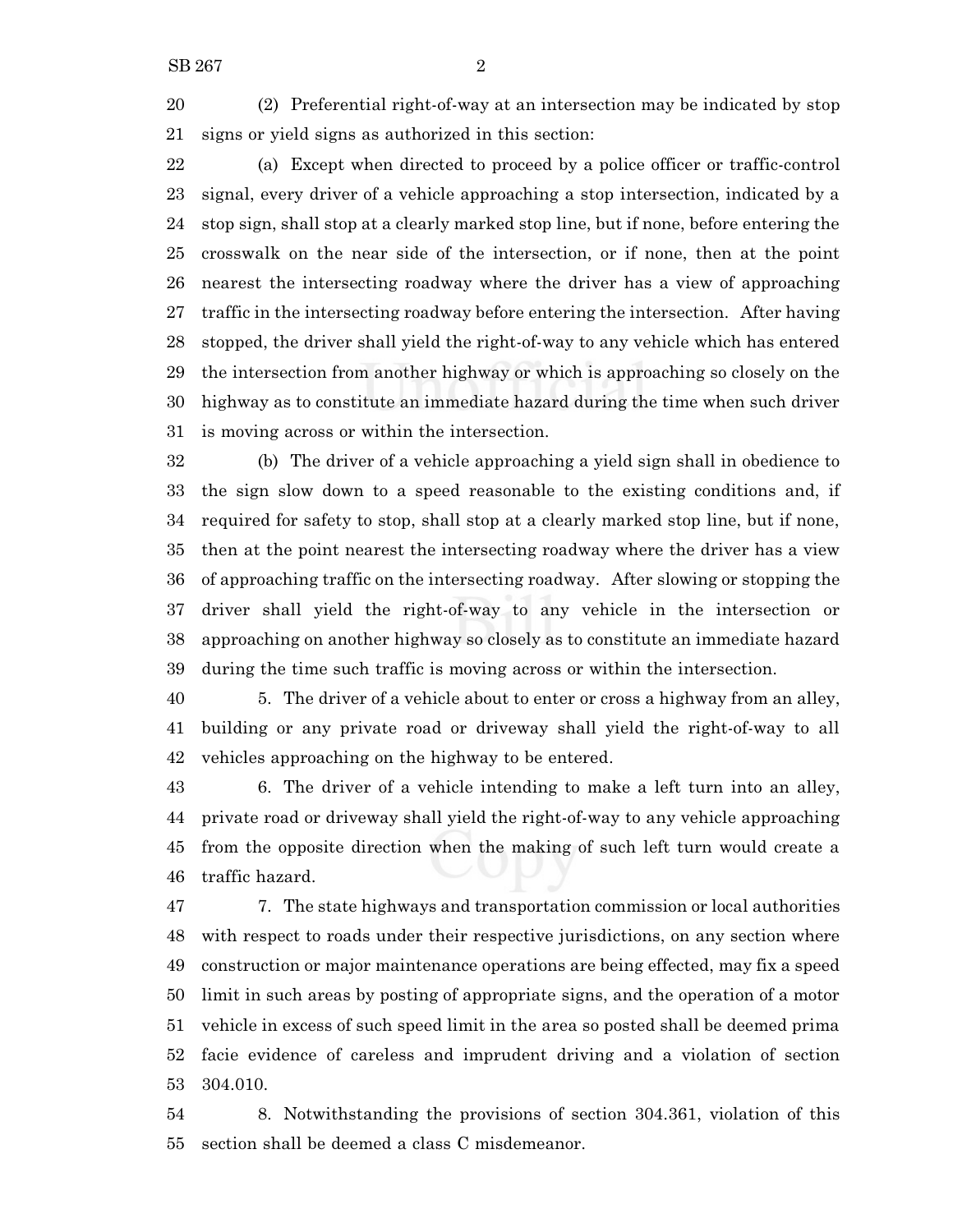(2) Preferential right-of-way at an intersection may be indicated by stop signs or yield signs as authorized in this section:

(a) Except when directed to proceed by a police officer or traffic-control signal, every driver of a vehicle approaching a stop intersection, indicated by a stop sign, shall stop at a clearly marked stop line, but if none, before entering the crosswalk on the near side of the intersection, or if none, then at the point nearest the intersecting roadway where the driver has a view of approaching traffic in the intersecting roadway before entering the intersection. After having stopped, the driver shall yield the right-of-way to any vehicle which has entered the intersection from another highway or which is approaching so closely on the highway as to constitute an immediate hazard during the time when such driver is moving across or within the intersection.

(b) The driver of a vehicle approaching a yield sign shall in obedience to the sign slow down to a speed reasonable to the existing conditions and, if required for safety to stop, shall stop at a clearly marked stop line, but if none, then at the point nearest the intersecting roadway where the driver has a view of approaching traffic on the intersecting roadway. After slowing or stopping the driver shall yield the right-of-way to any vehicle in the intersection or approaching on another highway so closely as to constitute an immediate hazard during the time such traffic is moving across or within the intersection.

5. The driver of a vehicle about to enter or cross a highway from an alley, building or any private road or driveway shall yield the right-of-way to all vehicles approaching on the highway to be entered.

6. The driver of a vehicle intending to make a left turn into an alley, private road or driveway shall yield the right-of-way to any vehicle approaching from the opposite direction when the making of such left turn would create a traffic hazard.

7. The state highways and transportation commission or local authorities with respect to roads under their respective jurisdictions, on any section where construction or major maintenance operations are being effected, may fix a speed limit in such areas by posting of appropriate signs, and the operation of a motor vehicle in excess of such speed limit in the area so posted shall be deemed prima facie evidence of careless and imprudent driving and a violation of section 304.010.

8. Notwithstanding the provisions of section 304.361, violation of this section shall be deemed a class C misdemeanor.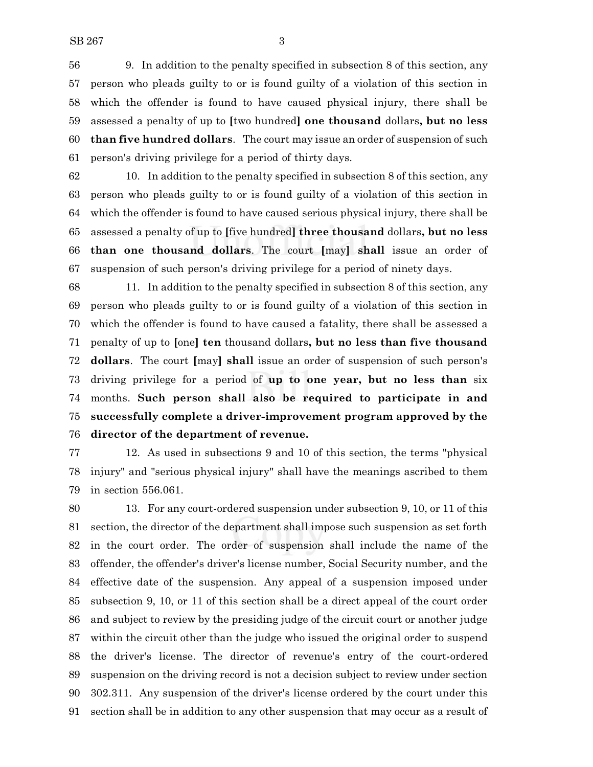9. In addition to the penalty specified in subsection 8 of this section, any person who pleads guilty to or is found guilty of a violation of this section in which the offender is found to have caused physical injury, there shall be assessed a penalty of up to [two hundred] **one thousand** dollars**, but no less than five hundred dollars**. The court may issue an order of suspension of such person's driving privilege for a period of thirty days.

10. In addition to the penalty specified in subsection 8 of this section, any person who pleads guilty to or is found guilty of a violation of this section in which the offender is found to have caused serious physical injury, there shall be assessed a penalty of up to [five hundred] **three thousand** dollars**, but no less than one thousand dollars**. The court [may] **shall** issue an order of suspension of such person's driving privilege for a period of ninety days.

11. In addition to the penalty specified in subsection 8 of this section, any person who pleads guilty to or is found guilty of a violation of this section in which the offender is found to have caused a fatality, there shall be assessed a penalty of up to [one] **ten** thousand dollars**, but no less than five thousand dollars**. The court [may] **shall** issue an order of suspension of such person's driving privilege for a period of **up to one year, but no less than** six months. **Such person shall also be required to participate in and successfully complete a driver-improvement program approved by the director of the department of revenue.**

12. As used in subsections 9 and 10 of this section, the terms "physical injury" and "serious physical injury" shall have the meanings ascribed to them in section 556.061.

13. For any court-ordered suspension under subsection 9, 10, or 11 of this section, the director of the department shall impose such suspension as set forth in the court order. The order of suspension shall include the name of the offender, the offender's driver's license number, Social Security number, and the effective date of the suspension. Any appeal of a suspension imposed under subsection 9, 10, or 11 of this section shall be a direct appeal of the court order and subject to review by the presiding judge of the circuit court or another judge within the circuit other than the judge who issued the original order to suspend the driver's license. The director of revenue's entry of the court-ordered suspension on the driving record is not a decision subject to review under section 302.311. Any suspension of the driver's license ordered by the court under this section shall be in addition to any other suspension that may occur as a result of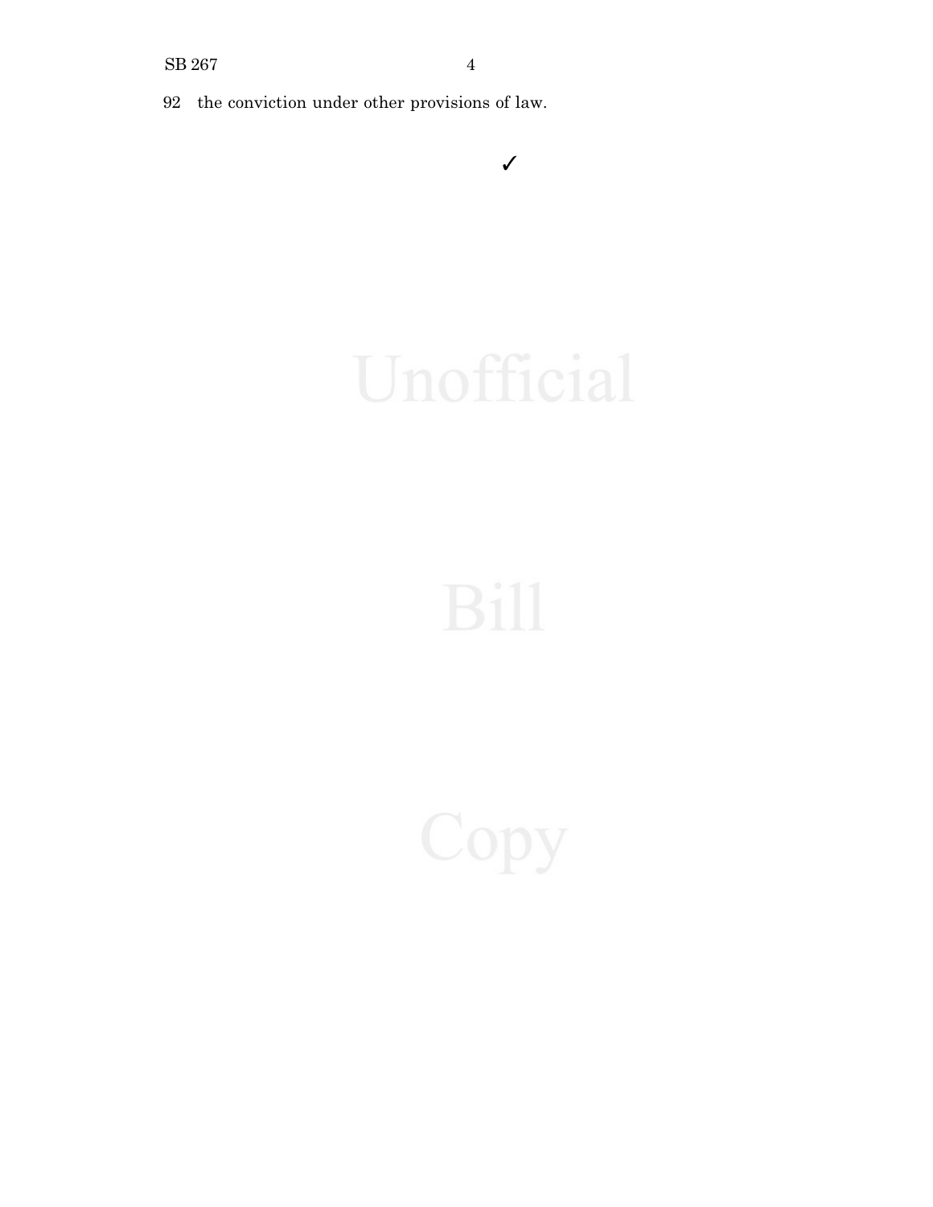92 the conviction under other provisions of law.

✓